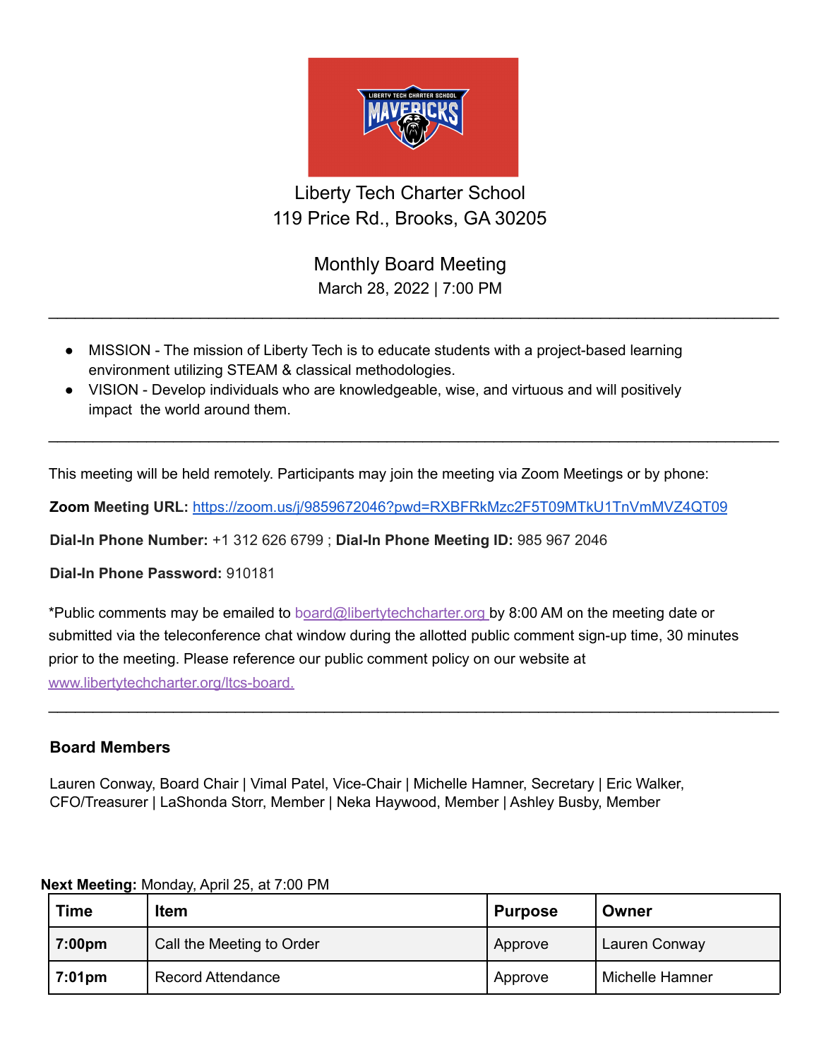Liberty Tech Charter School
119 Price Rd., Brooks, GA 30205

Monthly Board Meeting
March 28, 2022 | 7:00 PM

---

- MISSION - The mission of Liberty Tech is to educate students with a project-based learning environment utilizing STEAM & classical methodologies.
- VISION - Develop individuals who are knowledgeable, wise, and virtuous and will positively impact the world around them.

---

This meeting will be held remotely. Participants may join the meeting via Zoom Meetings or by phone:

**Zoom Meeting URL:** https://zoom.us/j/9859672046?pwd=RXBFRkMzc2F5T09MTkU1TnVmMVZ4QT09

**Dial-In Phone Number:** +1 312 626 6799 ; **Dial-In Phone Meeting ID:** 985 967 2046

**Dial-In Phone Password:** 910181

*Public comments may be emailed to board@libertytechcharter.org by 8:00 AM on the meeting date or submitted via the teleconference chat window during the allotted public comment sign-up time, 30 minutes prior to the meeting. Please reference our public comment policy on our website at www.libertytechcharter.org/ltcs-board.

---

**Board Members**

Lauren Conway, Board Chair | Vimal Patel, Vice-Chair | Michelle Hamner, Secretary | Eric Walker, CFO/Treasurer | LaShonda Storr, Member | Neka Haywood, Member | Ashley Busby, Member

**Next Meeting:** Monday, April 25, at 7:00 PM

| Time | Item | Purpose | Owner |
|---|---|---|---|
| **7:00pm** | Call the Meeting to Order | Approve | Lauren Conway |
| **7:01pm** | Record Attendance | Approve | Michelle Hamner |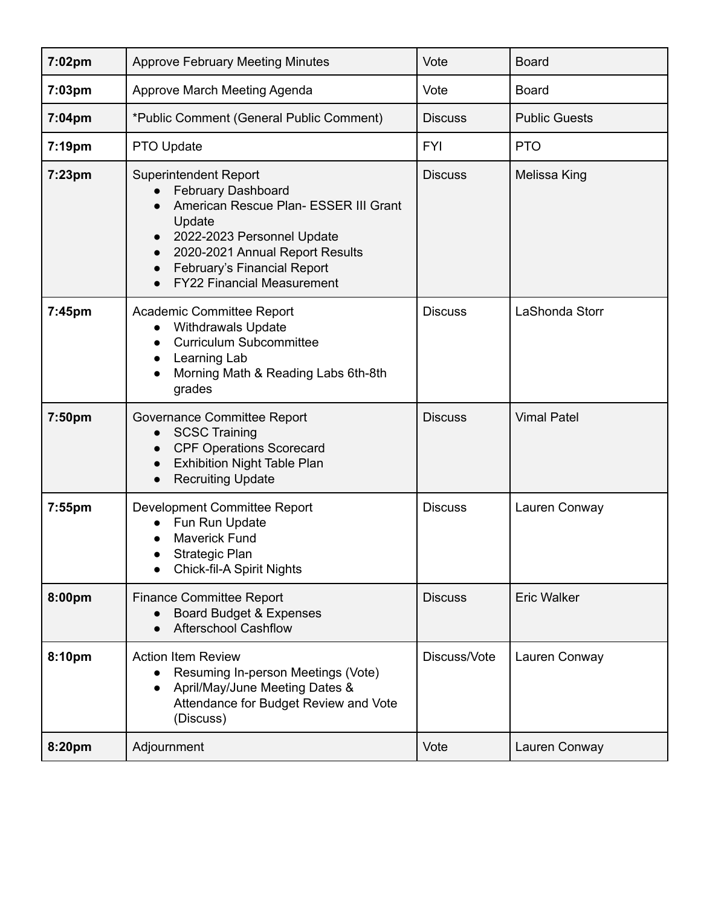| | | | |
|---|---|---|---|
| **7:02pm** | Approve February Meeting Minutes | Vote | Board |
| **7:03pm** | Approve March Meeting Agenda | Vote | Board |
| **7:04pm** | *Public Comment (General Public Comment) | Discuss | Public Guests |
| **7:19pm** | PTO Update | FYI | PTO |
| **7:23pm** | Superintendent Report<br>● February Dashboard<br>● American Rescue Plan- ESSER III Grant Update<br>● 2022-2023 Personnel Update<br>● 2020-2021 Annual Report Results<br>● February's Financial Report<br>● FY22 Financial Measurement | Discuss | Melissa King |
| **7:45pm** | Academic Committee Report<br>● Withdrawals Update<br>● Curriculum Subcommittee<br>● Learning Lab<br>● Morning Math & Reading Labs 6th-8th grades | Discuss | LaShonda Storr |
| **7:50pm** | Governance Committee Report<br>● SCSC Training<br>● CPF Operations Scorecard<br>● Exhibition Night Table Plan<br>● Recruiting Update | Discuss | Vimal Patel |
| **7:55pm** | Development Committee Report<br>● Fun Run Update<br>● Maverick Fund<br>● Strategic Plan<br>● Chick-fil-A Spirit Nights | Discuss | Lauren Conway |
| **8:00pm** | Finance Committee Report<br>● Board Budget & Expenses<br>● Afterschool Cashflow | Discuss | Eric Walker |
| **8:10pm** | Action Item Review<br>● Resuming In-person Meetings (Vote)<br>● April/May/June Meeting Dates & Attendance for Budget Review and Vote (Discuss) | Discuss/Vote | Lauren Conway |
| **8:20pm** | Adjournment | Vote | Lauren Conway |